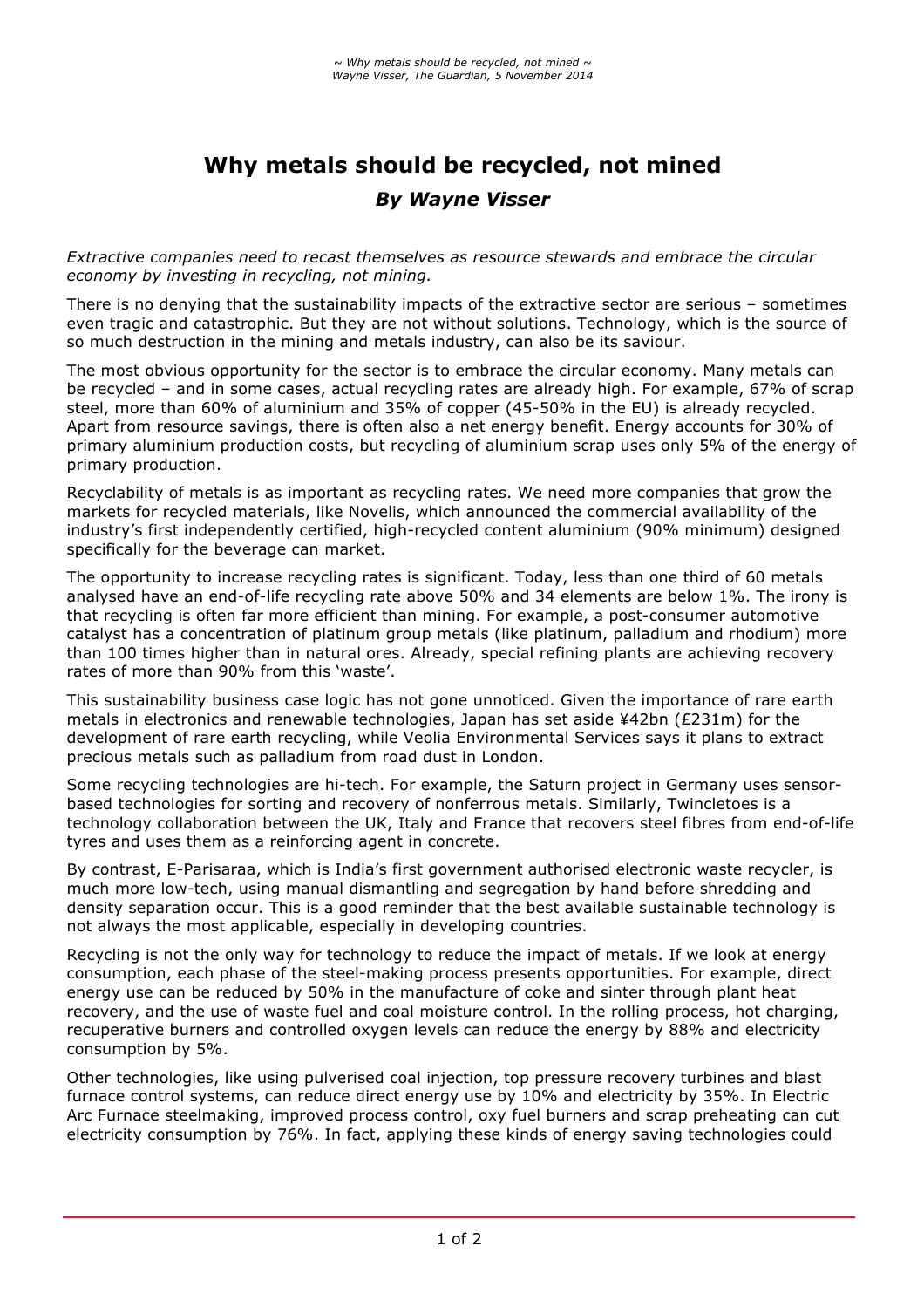# Why metals should be recycled, not mined

### *By Wayne Visser*

*Extractive companies need to recast themselves as resource stewards and embrace the circular economy by investing in recycling, not mining.*

There is no denying that the sustainability impacts of the extractive sector are serious – sometimes even tragic and catastrophic. But they are not without solutions. Technology, which is the source of so much destruction in the mining and metals industry, can also be its saviour.

The most obvious opportunity for the sector is to embrace the circular economy. Many metals can be recycled – and in some cases, actual recycling rates are already high. For example, 67% of scrap steel, more than 60% of aluminium and 35% of copper (45-50% in the EU) is already recycled. Apart from resource savings, there is often also a net energy benefit. Energy accounts for 30% of primary aluminium production costs, but recycling of aluminium scrap uses only 5% of the energy of primary production.

Recyclability of metals is as important as recycling rates. We need more companies that grow the markets for recycled materials, like Novelis, which announced the commercial availability of the industry's first independently certified, high-recycled content aluminium (90% minimum) designed specifically for the beverage can market.

The opportunity to increase recycling rates is significant. Today, less than one third of 60 metals analysed have an end-of-life recycling rate above 50% and 34 elements are below 1%. The irony is that recycling is often far more efficient than mining. For example, a post-consumer automotive catalyst has a concentration of platinum group metals (like platinum, palladium and rhodium) more than 100 times higher than in natural ores. Already, special refining plants are achieving recovery rates of more than 90% from this 'waste'.

This sustainability business case logic has not gone unnoticed. Given the importance of rare earth metals in electronics and renewable technologies, Japan has set aside ¥42bn (£231m) for the development of rare earth recycling, while Veolia Environmental Services says it plans to extract precious metals such as palladium from road dust in London.

Some recycling technologies are hi-tech. For example, the Saturn project in Germany uses sensor-based technologies for sorting and recovery of nonferrous metals. Similarly, Twincletoes is a technology collaboration between the UK, Italy and France that recovers steel fibres from end-of-life tyres and uses them as a reinforcing agent in concrete.

By contrast, E-Parisaraa, which is India's first government authorised electronic waste recycler, is much more low-tech, using manual dismantling and segregation by hand before shredding and density separation occur. This is a good reminder that the best available sustainable technology is not always the most applicable, especially in developing countries.

Recycling is not the only way for technology to reduce the impact of metals. If we look at energy consumption, each phase of the steel-making process presents opportunities. For example, direct energy use can be reduced by 50% in the manufacture of coke and sinter through plant heat recovery, and the use of waste fuel and coal moisture control. In the rolling process, hot charging, recuperative burners and controlled oxygen levels can reduce the energy by 88% and electricity consumption by 5%.

Other technologies, like using pulverised coal injection, top pressure recovery turbines and blast furnace control systems, can reduce direct energy use by 10% and electricity by 35%. In Electric Arc Furnace steelmaking, improved process control, oxy fuel burners and scrap preheating can cut electricity consumption by 76%. In fact, applying these kinds of energy saving technologies could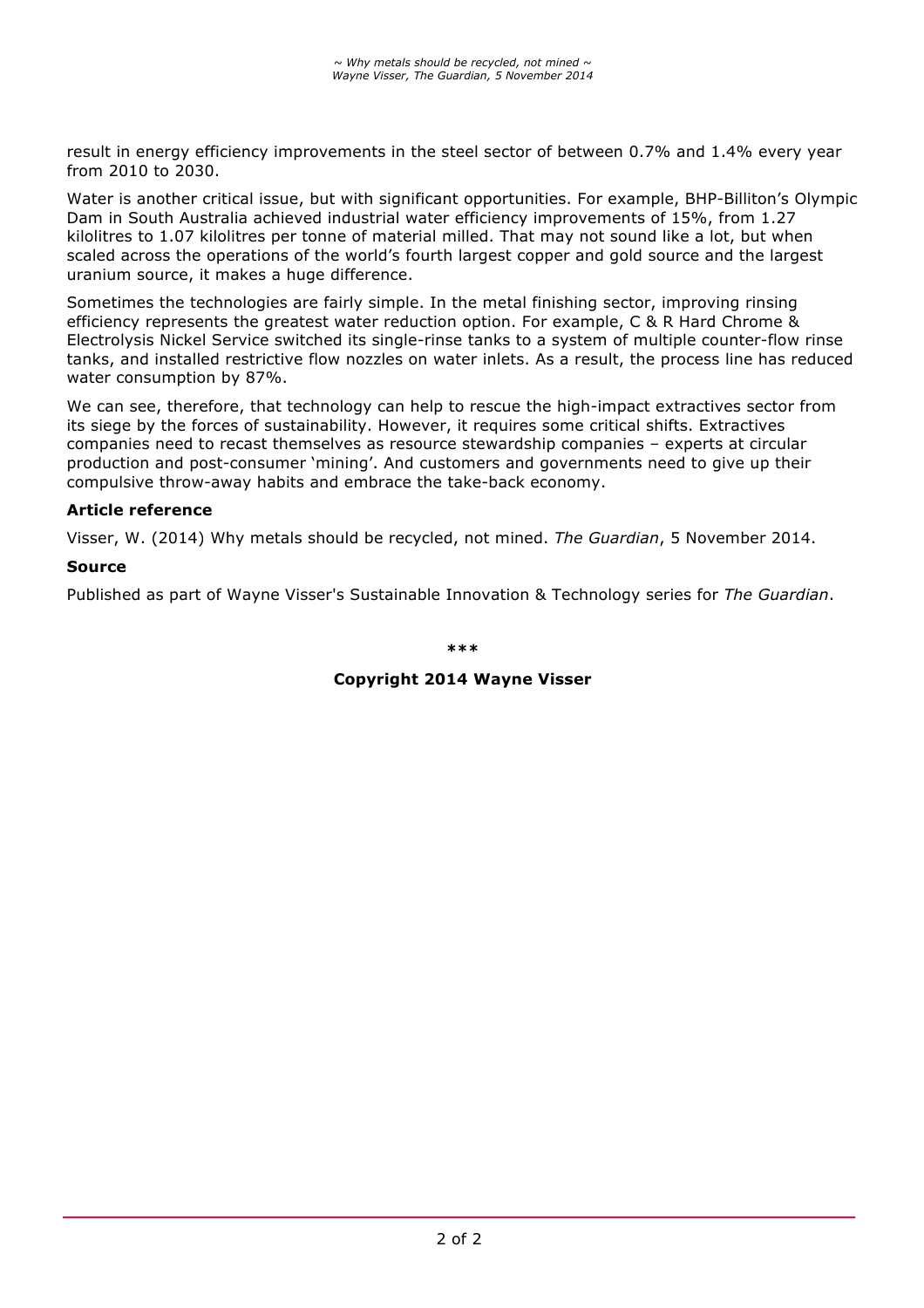result in energy efficiency improvements in the steel sector of between 0.7% and 1.4% every year from 2010 to 2030.

Water is another critical issue, but with significant opportunities. For example, BHP-Billiton's Olympic Dam in South Australia achieved industrial water efficiency improvements of 15%, from 1.27 kilolitres to 1.07 kilolitres per tonne of material milled. That may not sound like a lot, but when scaled across the operations of the world's fourth largest copper and gold source and the largest uranium source, it makes a huge difference.

Sometimes the technologies are fairly simple. In the metal finishing sector, improving rinsing efficiency represents the greatest water reduction option. For example, C & R Hard Chrome & Electrolysis Nickel Service switched its single-rinse tanks to a system of multiple counter-flow rinse tanks, and installed restrictive flow nozzles on water inlets. As a result, the process line has reduced water consumption by 87%.

We can see, therefore, that technology can help to rescue the high-impact extractives sector from its siege by the forces of sustainability. However, it requires some critical shifts. Extractives companies need to recast themselves as resource stewardship companies – experts at circular production and post-consumer 'mining'. And customers and governments need to give up their compulsive throw-away habits and embrace the take-back economy.

**Article reference**

Visser, W. (2014) Why metals should be recycled, not mined. *The Guardian*, 5 November 2014.

**Source**

Published as part of Wayne Visser's Sustainable Innovation & Technology series for *The Guardian*.

***

**Copyright 2014 Wayne Visser**